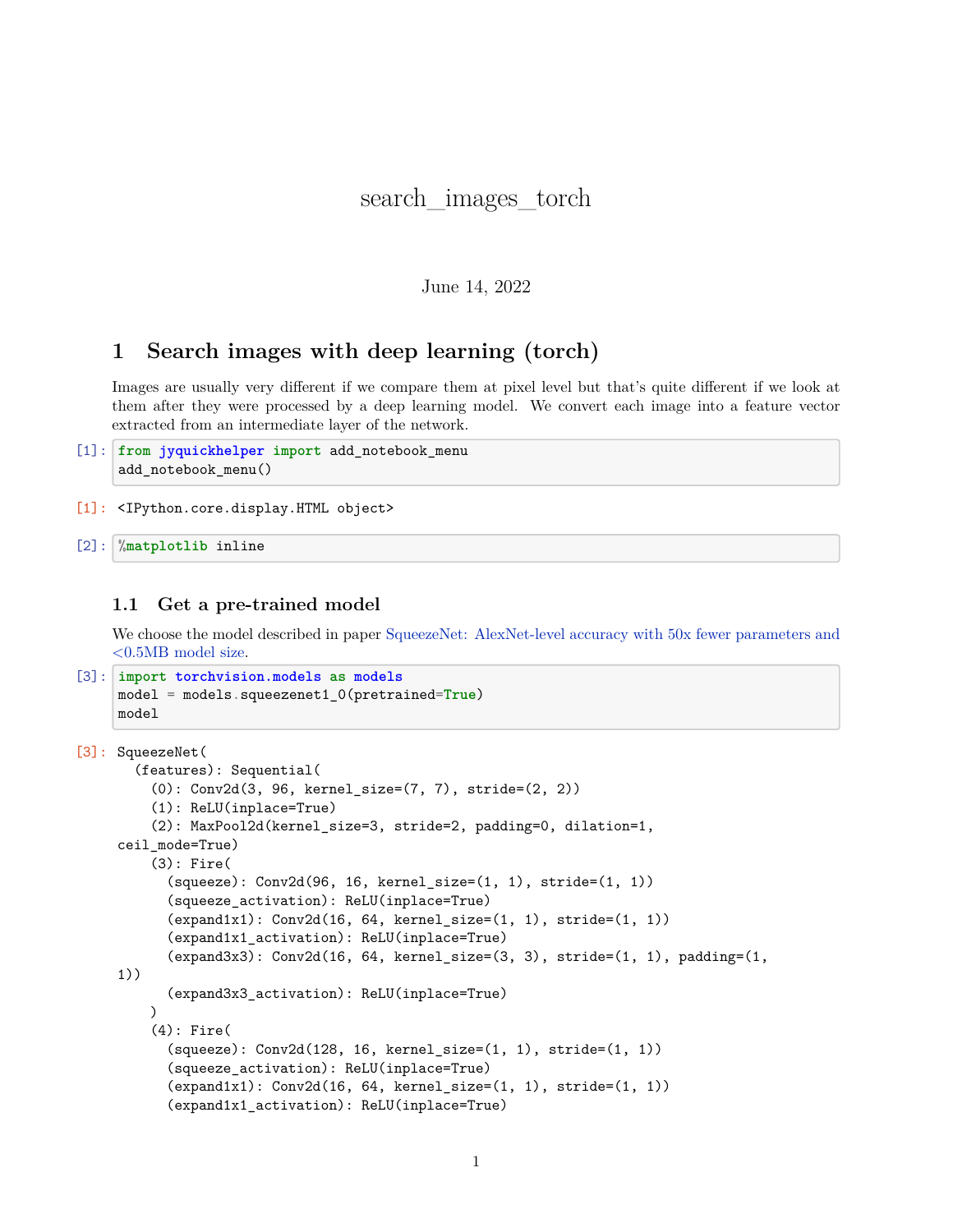# search_images_torch

June 14, 2022

## 1 Search images with deep learning (torch)

Images are usually very different if we compare them at pixel level but that's quite different if we look at them after they were processed by a deep learning model. We convert each image into a feature vector extracted from an intermediate layer of the network.

[1]:
```
from jyquickhelper import add_notebook_menu
add_notebook_menu()
```

[1]:
```
<IPython.core.display.HTML object>
```

[2]:
```
%matplotlib inline
```

### 1.1 Get a pre-trained model

We choose the model described in paper SqueezeNet: AlexNet-level accuracy with 50x fewer parameters and <0.5MB model size.

[3]:
```
import torchvision.models as models
model = models.squeezenet1_0(pretrained=True)
model
```

[3]:
```
SqueezeNet(
  (features): Sequential(
    (0): Conv2d(3, 96, kernel_size=(7, 7), stride=(2, 2))
    (1): ReLU(inplace=True)
    (2): MaxPool2d(kernel_size=3, stride=2, padding=0, dilation=1,
ceil_mode=True)
    (3): Fire(
      (squeeze): Conv2d(96, 16, kernel_size=(1, 1), stride=(1, 1))
      (squeeze_activation): ReLU(inplace=True)
      (expand1x1): Conv2d(16, 64, kernel_size=(1, 1), stride=(1, 1))
      (expand1x1_activation): ReLU(inplace=True)
      (expand3x3): Conv2d(16, 64, kernel_size=(3, 3), stride=(1, 1), padding=(1,
1))
      (expand3x3_activation): ReLU(inplace=True)
    )
    (4): Fire(
      (squeeze): Conv2d(128, 16, kernel_size=(1, 1), stride=(1, 1))
      (squeeze_activation): ReLU(inplace=True)
      (expand1x1): Conv2d(16, 64, kernel_size=(1, 1), stride=(1, 1))
      (expand1x1_activation): ReLU(inplace=True)
```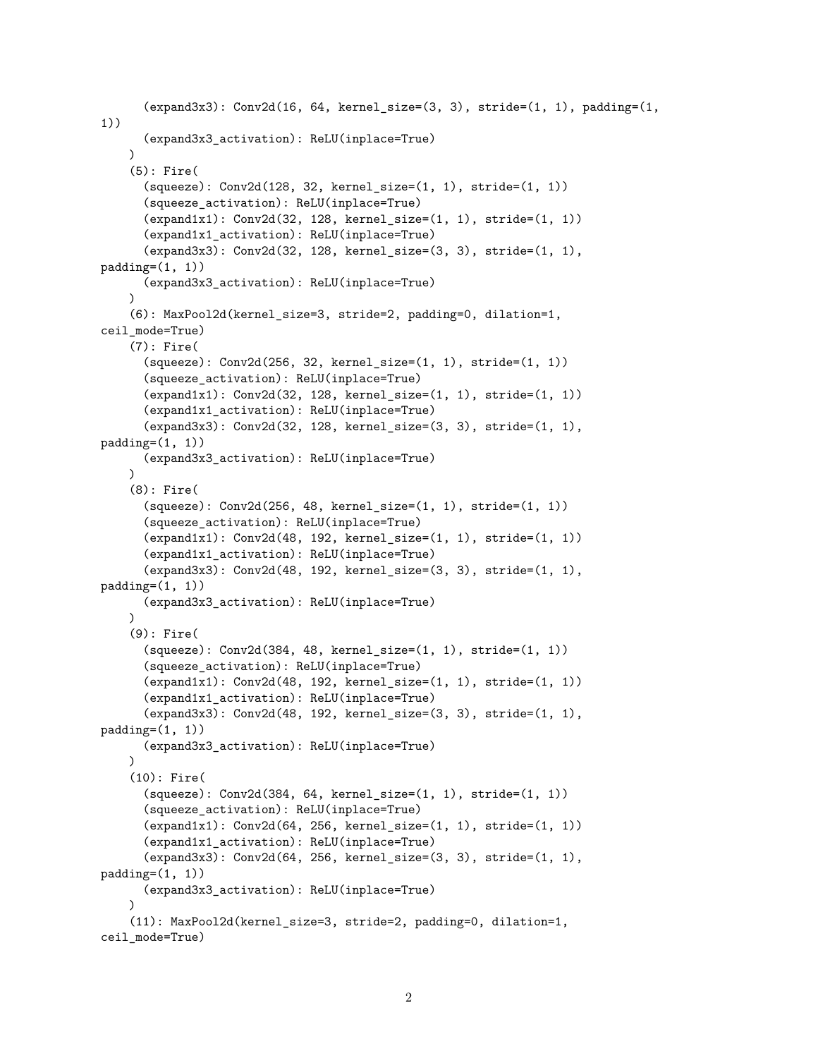```
      (expand3x3): Conv2d(16, 64, kernel_size=(3, 3), stride=(1, 1), padding=(1,
1))
      (expand3x3_activation): ReLU(inplace=True)
    )
    (5): Fire(
      (squeeze): Conv2d(128, 32, kernel_size=(1, 1), stride=(1, 1))
      (squeeze_activation): ReLU(inplace=True)
      (expand1x1): Conv2d(32, 128, kernel_size=(1, 1), stride=(1, 1))
      (expand1x1_activation): ReLU(inplace=True)
      (expand3x3): Conv2d(32, 128, kernel_size=(3, 3), stride=(1, 1),
padding=(1, 1))
      (expand3x3_activation): ReLU(inplace=True)
    )
    (6): MaxPool2d(kernel_size=3, stride=2, padding=0, dilation=1,
ceil_mode=True)
    (7): Fire(
      (squeeze): Conv2d(256, 32, kernel_size=(1, 1), stride=(1, 1))
      (squeeze_activation): ReLU(inplace=True)
      (expand1x1): Conv2d(32, 128, kernel_size=(1, 1), stride=(1, 1))
      (expand1x1_activation): ReLU(inplace=True)
      (expand3x3): Conv2d(32, 128, kernel_size=(3, 3), stride=(1, 1),
padding=(1, 1))
      (expand3x3_activation): ReLU(inplace=True)
    )
    (8): Fire(
      (squeeze): Conv2d(256, 48, kernel_size=(1, 1), stride=(1, 1))
      (squeeze_activation): ReLU(inplace=True)
      (expand1x1): Conv2d(48, 192, kernel_size=(1, 1), stride=(1, 1))
      (expand1x1_activation): ReLU(inplace=True)
      (expand3x3): Conv2d(48, 192, kernel_size=(3, 3), stride=(1, 1),
padding=(1, 1))
      (expand3x3_activation): ReLU(inplace=True)
    )
    (9): Fire(
      (squeeze): Conv2d(384, 48, kernel_size=(1, 1), stride=(1, 1))
      (squeeze_activation): ReLU(inplace=True)
      (expand1x1): Conv2d(48, 192, kernel_size=(1, 1), stride=(1, 1))
      (expand1x1_activation): ReLU(inplace=True)
      (expand3x3): Conv2d(48, 192, kernel_size=(3, 3), stride=(1, 1),
padding=(1, 1))
      (expand3x3_activation): ReLU(inplace=True)
    )
    (10): Fire(
      (squeeze): Conv2d(384, 64, kernel_size=(1, 1), stride=(1, 1))
      (squeeze_activation): ReLU(inplace=True)
      (expand1x1): Conv2d(64, 256, kernel_size=(1, 1), stride=(1, 1))
      (expand1x1_activation): ReLU(inplace=True)
      (expand3x3): Conv2d(64, 256, kernel_size=(3, 3), stride=(1, 1),
padding=(1, 1))
      (expand3x3_activation): ReLU(inplace=True)
    )
    (11): MaxPool2d(kernel_size=3, stride=2, padding=0, dilation=1,
ceil_mode=True)
```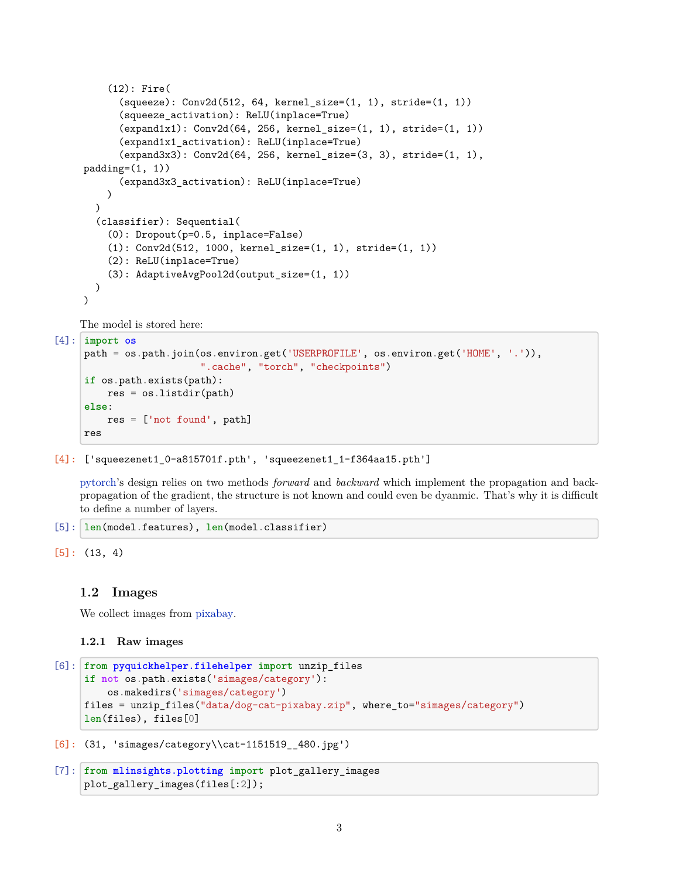```
    (12): Fire(
      (squeeze): Conv2d(512, 64, kernel_size=(1, 1), stride=(1, 1))
      (squeeze_activation): ReLU(inplace=True)
      (expand1x1): Conv2d(64, 256, kernel_size=(1, 1), stride=(1, 1))
      (expand1x1_activation): ReLU(inplace=True)
      (expand3x3): Conv2d(64, 256, kernel_size=(3, 3), stride=(1, 1),
padding=(1, 1))
      (expand3x3_activation): ReLU(inplace=True)
    )
  )
  (classifier): Sequential(
    (0): Dropout(p=0.5, inplace=False)
    (1): Conv2d(512, 1000, kernel_size=(1, 1), stride=(1, 1))
    (2): ReLU(inplace=True)
    (3): AdaptiveAvgPool2d(output_size=(1, 1))
  )
)
```

The model is stored here:

[4]:
```python
import os
path = os.path.join(os.environ.get('USERPROFILE', os.environ.get('HOME', '.')),
                    ".cache", "torch", "checkpoints")
if os.path.exists(path):
    res = os.listdir(path)
else:
    res = ['not found', path]
res
```

[4]:
```
['squeezenet1_0-a815701f.pth', 'squeezenet1_1-f364aa15.pth']
```

pytorch's design relies on two methods *forward* and *backward* which implement the propagation and backpropagation of the gradient, the structure is not known and could even be dyanmic. That's why it is difficult to define a number of layers.

[5]:
```python
len(model.features), len(model.classifier)
```

[5]:
```
(13, 4)
```

## 1.2 Images

We collect images from pixabay.

### 1.2.1 Raw images

[6]:
```python
from pyquickhelper.filehelper import unzip_files
if not os.path.exists('simages/category'):
    os.makedirs('simages/category')
files = unzip_files("data/dog-cat-pixabay.zip", where_to="simages/category")
len(files), files[0]
```

[6]:
```
(31, 'simages/category\\cat-1151519__480.jpg')
```

[7]:
```python
from mlinsights.plotting import plot_gallery_images
plot_gallery_images(files[:2]);
```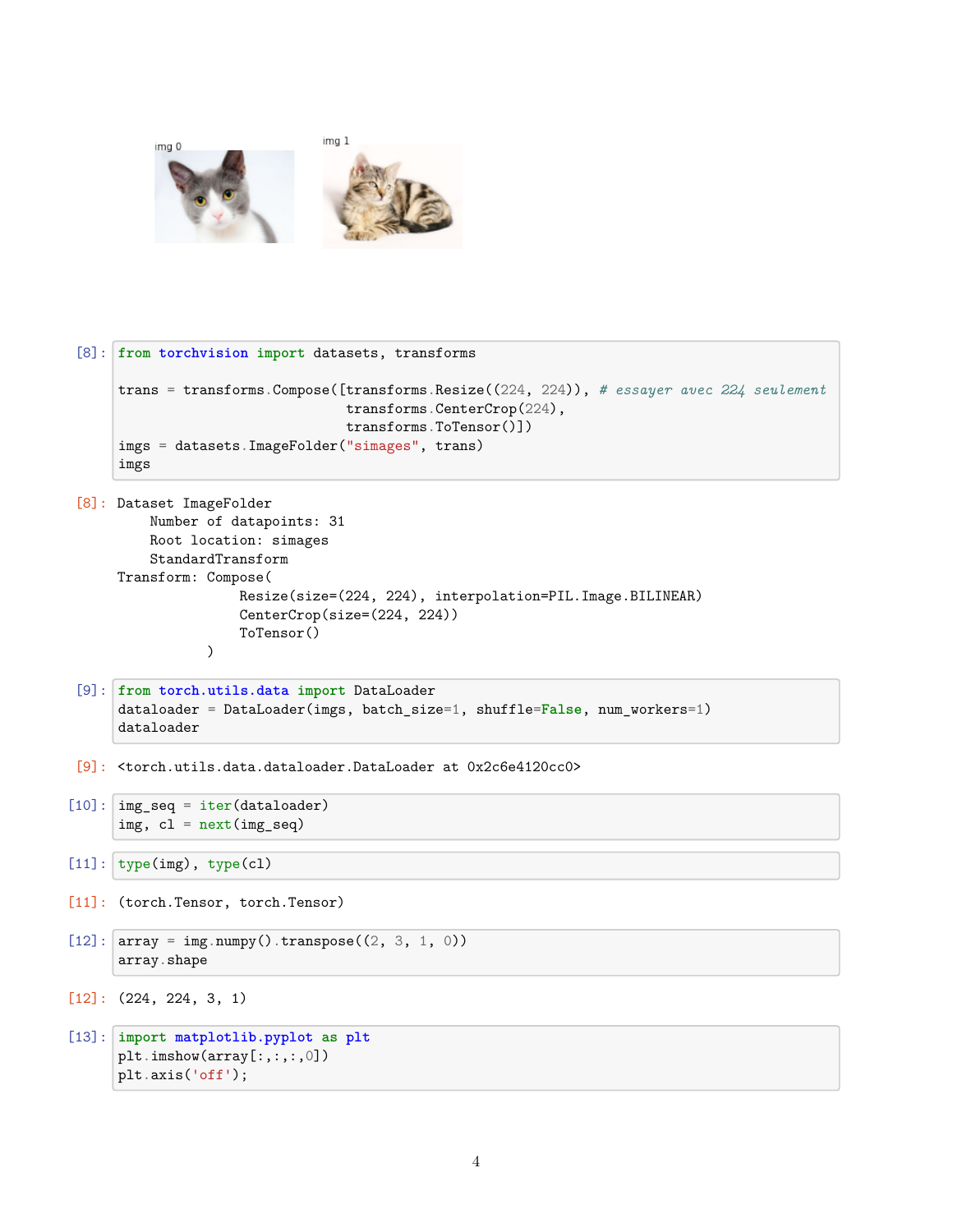img 0

img 1

[8]:
```python
from torchvision import datasets, transforms

trans = transforms.Compose([transforms.Resize((224, 224)), # essayer avec 224 seulement
                            transforms.CenterCrop(224),
                            transforms.ToTensor()])
imgs = datasets.ImageFolder("simages", trans)
imgs
```

[8]:
```
Dataset ImageFolder
    Number of datapoints: 31
    Root location: simages
    StandardTransform
Transform: Compose(
               Resize(size=(224, 224), interpolation=PIL.Image.BILINEAR)
               CenterCrop(size=(224, 224))
               ToTensor()
           )
```

[9]:
```python
from torch.utils.data import DataLoader
dataloader = DataLoader(imgs, batch_size=1, shuffle=False, num_workers=1)
dataloader
```

[9]:
```
<torch.utils.data.dataloader.DataLoader at 0x2c6e4120cc0>
```

[10]:
```python
img_seq = iter(dataloader)
img, cl = next(img_seq)
```

[11]:
```python
type(img), type(cl)
```

[11]:
```
(torch.Tensor, torch.Tensor)
```

[12]:
```python
array = img.numpy().transpose((2, 3, 1, 0))
array.shape
```

[12]:
```
(224, 224, 3, 1)
```

[13]:
```python
import matplotlib.pyplot as plt
plt.imshow(array[:,:,:,0])
plt.axis('off');
```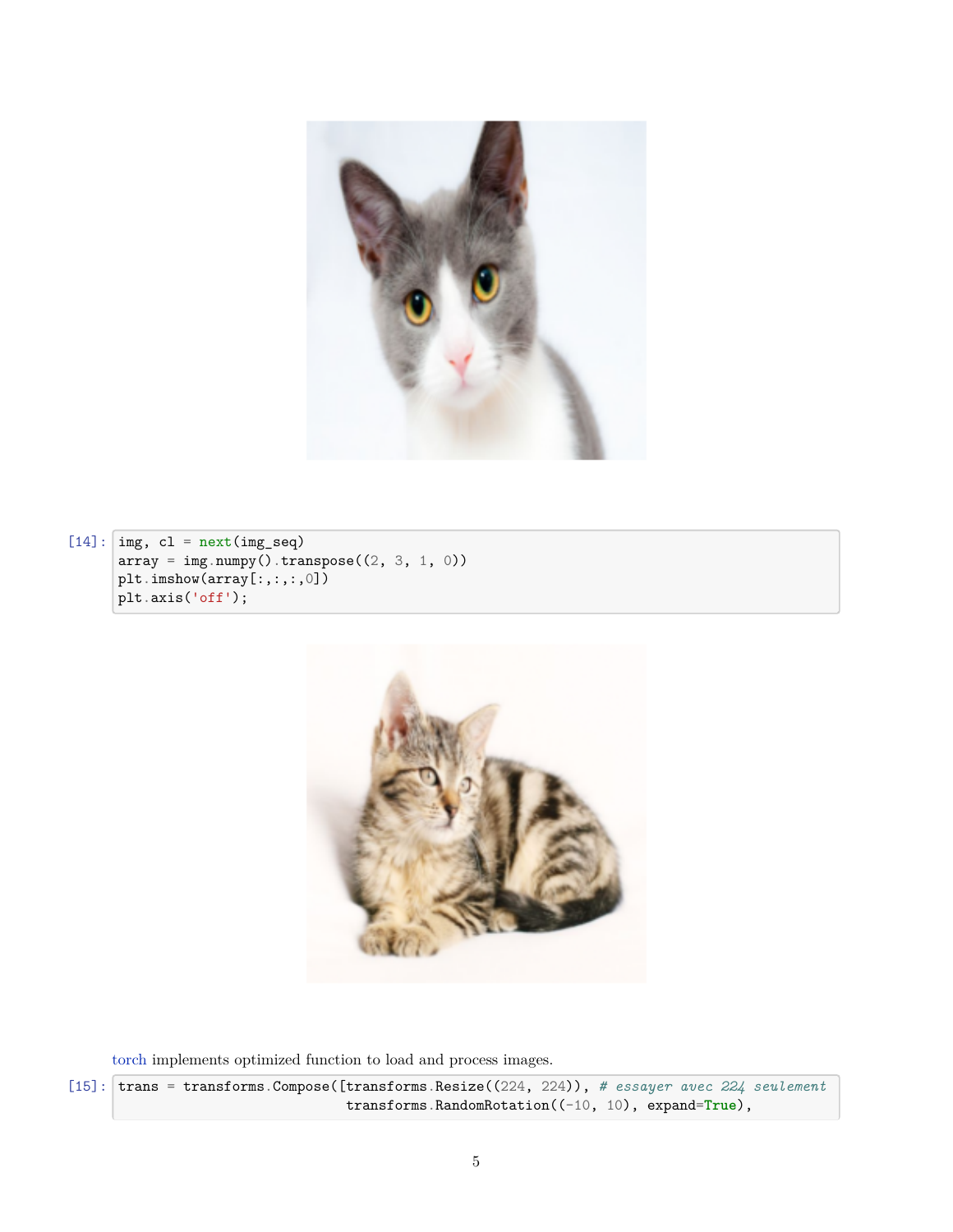[14]:

```
img, cl = next(img_seq)
array = img.numpy().transpose((2, 3, 1, 0))
plt.imshow(array[:,:,:,0])
plt.axis('off');
```

torch implements optimized function to load and process images.

[15]:

```
trans = transforms.Compose([transforms.Resize((224, 224)), # essayer avec 224 seulement
                            transforms.RandomRotation((-10, 10), expand=True),
```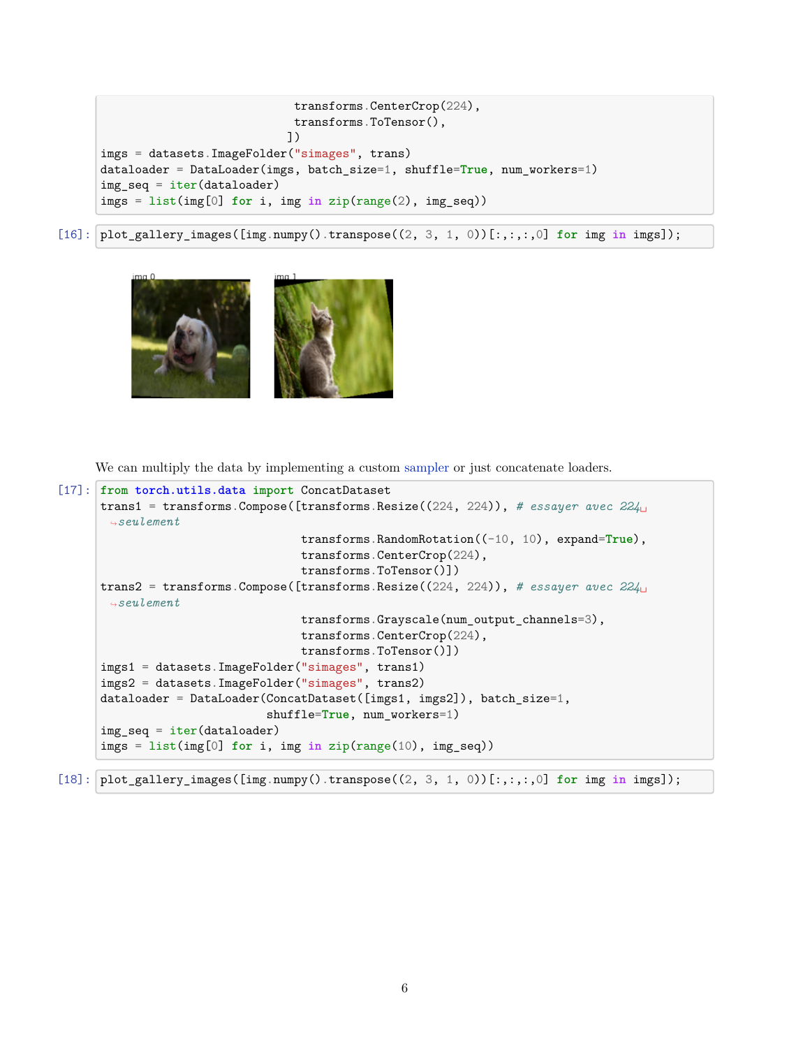```python
                              transforms.CenterCrop(224),
                              transforms.ToTensor(),
                             ])
imgs = datasets.ImageFolder("simages", trans)
dataloader = DataLoader(imgs, batch_size=1, shuffle=True, num_workers=1)
img_seq = iter(dataloader)
imgs = list(img[0] for i, img in zip(range(2), img_seq))
```

[16]:
```python
plot_gallery_images([img.numpy().transpose((2, 3, 1, 0))[:,:,:,0] for img in imgs]);
```

img 0 img 1

We can multiply the data by implementing a custom sampler or just concatenate loaders.

[17]:
```python
from torch.utils.data import ConcatDataset
trans1 = transforms.Compose([transforms.Resize((224, 224)), # essayer avec 224 seulement
                              transforms.RandomRotation((-10, 10), expand=True),
                              transforms.CenterCrop(224),
                              transforms.ToTensor()])
trans2 = transforms.Compose([transforms.Resize((224, 224)), # essayer avec 224 seulement
                              transforms.Grayscale(num_output_channels=3),
                              transforms.CenterCrop(224),
                              transforms.ToTensor()])
imgs1 = datasets.ImageFolder("simages", trans1)
imgs2 = datasets.ImageFolder("simages", trans2)
dataloader = DataLoader(ConcatDataset([imgs1, imgs2]), batch_size=1,
                        shuffle=True, num_workers=1)
img_seq = iter(dataloader)
imgs = list(img[0] for i, img in zip(range(10), img_seq))
```

[18]:
```python
plot_gallery_images([img.numpy().transpose((2, 3, 1, 0))[:,:,:,0] for img in imgs]);
```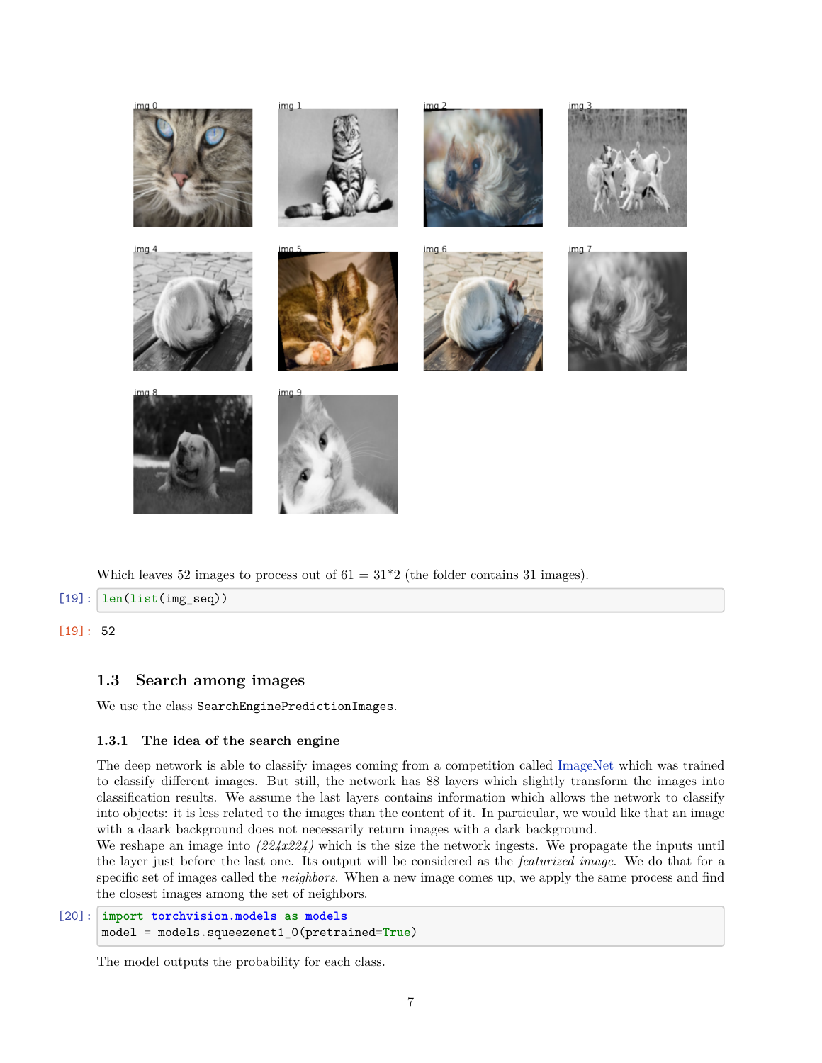Which leaves 52 images to process out of 61 = 31*2 (the folder contains 31 images).

```
[19]: len(list(img_seq))
```

```
[19]: 52
```

## 1.3 Search among images

We use the class `SearchEnginePredictionImages`.

### 1.3.1 The idea of the search engine

The deep network is able to classify images coming from a competition called ImageNet which was trained to classify different images. But still, the network has 88 layers which slightly transform the images into classification results. We assume the last layers contains information which allows the network to classify into objects: it is less related to the images than the content of it. In particular, we would like that an image with a daark background does not necessarily return images with a dark background.

We reshape an image into *(224x224)* which is the size the network ingests. We propagate the inputs until the layer just before the last one. Its output will be considered as the *featurized image*. We do that for a specific set of images called the *neighbors*. When a new image comes up, we apply the same process and find the closest images among the set of neighbors.

```
[20]: import torchvision.models as models
      model = models.squeezenet1_0(pretrained=True)
```

The model outputs the probability for each class.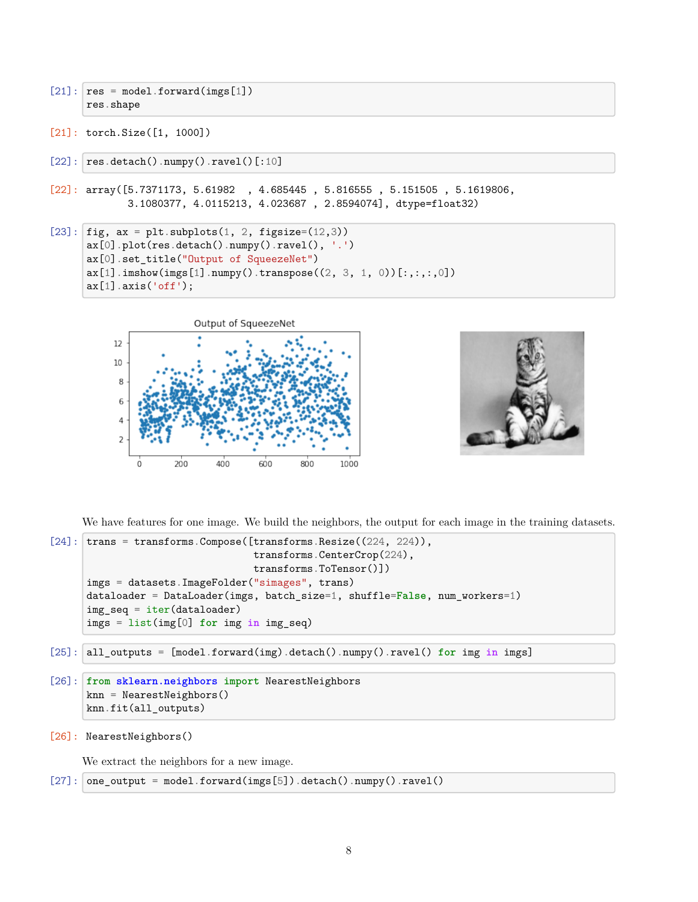```
[21]: res = model.forward(imgs[1])
      res.shape
```

```
[21]: torch.Size([1, 1000])
```

```
[22]: res.detach().numpy().ravel()[:10]
```

```
[22]: array([5.7371173, 5.61982  , 4.685445 , 5.816555 , 5.151505 , 5.1619806,
             3.1080377, 4.0115213, 4.023687 , 2.8594074], dtype=float32)
```

```
[23]: fig, ax = plt.subplots(1, 2, figsize=(12,3))
      ax[0].plot(res.detach().numpy().ravel(), '.')
      ax[0].set_title("Output of SqueezeNet")
      ax[1].imshow(imgs[1].numpy().transpose((2, 3, 1, 0))[:,:,:,0])
      ax[1].axis('off');
```

We have features for one image. We build the neighbors, the output for each image in the training datasets.

```
[24]: trans = transforms.Compose([transforms.Resize((224, 224)),
                                  transforms.CenterCrop(224),
                                  transforms.ToTensor()])
      imgs = datasets.ImageFolder("simages", trans)
      dataloader = DataLoader(imgs, batch_size=1, shuffle=False, num_workers=1)
      img_seq = iter(dataloader)
      imgs = list(img[0] for img in img_seq)
```

```
[25]: all_outputs = [model.forward(img).detach().numpy().ravel() for img in imgs]
```

```
[26]: from sklearn.neighbors import NearestNeighbors
      knn = NearestNeighbors()
      knn.fit(all_outputs)
```

```
[26]: NearestNeighbors()
```

We extract the neighbors for a new image.

```
[27]: one_output = model.forward(imgs[5]).detach().numpy().ravel()
```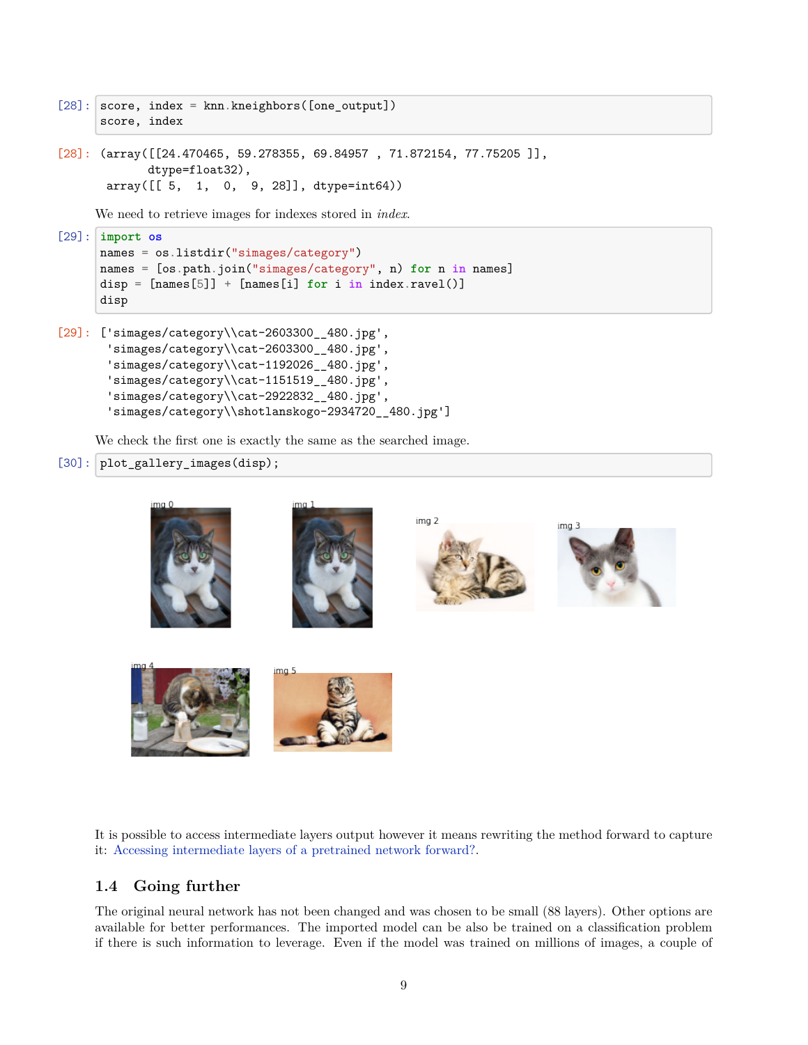```
[28]: score, index = knn.kneighbors([one_output])
      score, index
```

```
[28]: (array([[24.470465, 59.278355, 69.84957 , 71.872154, 77.75205 ]],
             dtype=float32),
       array([[ 5,  1,  0,  9, 28]], dtype=int64))
```

We need to retrieve images for indexes stored in *index*.

```
[29]: import os
      names = os.listdir("simages/category")
      names = [os.path.join("simages/category", n) for n in names]
      disp = [names[5]] + [names[i] for i in index.ravel()]
      disp
```

```
[29]: ['simages/category\\cat-2603300__480.jpg',
       'simages/category\\cat-2603300__480.jpg',
       'simages/category\\cat-1192026__480.jpg',
       'simages/category\\cat-1151519__480.jpg',
       'simages/category\\cat-2922832__480.jpg',
       'simages/category\\shotlanskogo-2934720__480.jpg']
```

We check the first one is exactly the same as the searched image.

```
[30]: plot_gallery_images(disp);
```

It is possible to access intermediate layers output however it means rewriting the method forward to capture it: Accessing intermediate layers of a pretrained network forward?.

## 1.4 Going further

The original neural network has not been changed and was chosen to be small (88 layers). Other options are available for better performances. The imported model can be also be trained on a classification problem if there is such information to leverage. Even if the model was trained on millions of images, a couple of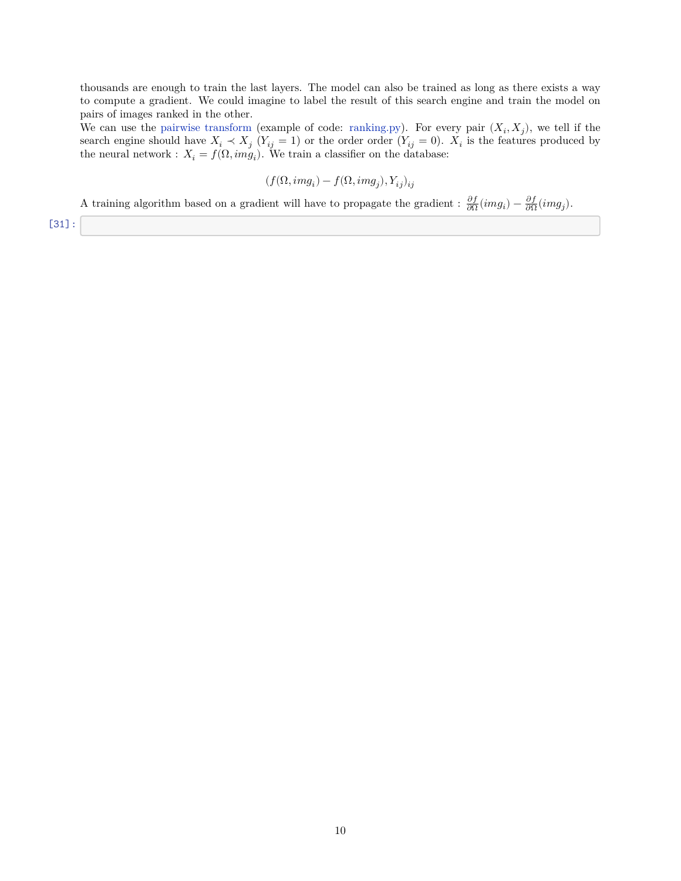thousands are enough to train the last layers. The model can also be trained as long as there exists a way to compute a gradient. We could imagine to label the result of this search engine and train the model on pairs of images ranked in the other.

We can use the pairwise transform (example of code: ranking.py). For every pair $(X_i, X_j)$, we tell if the search engine should have $X_i \prec X_j$ ($Y_{ij} = 1$) or the order order ($Y_{ij} = 0$). $X_i$ is the features produced by the neural network : $X_i = f(\Omega, img_i)$. We train a classifier on the database:

$$(f(\Omega, img_i) - f(\Omega, img_j), Y_{ij})_{ij}$$

A training algorithm based on a gradient will have to propagate the gradient : $\frac{\partial f}{\partial \Omega}(img_i) - \frac{\partial f}{\partial \Omega}(img_j)$.

[31]:

```

```